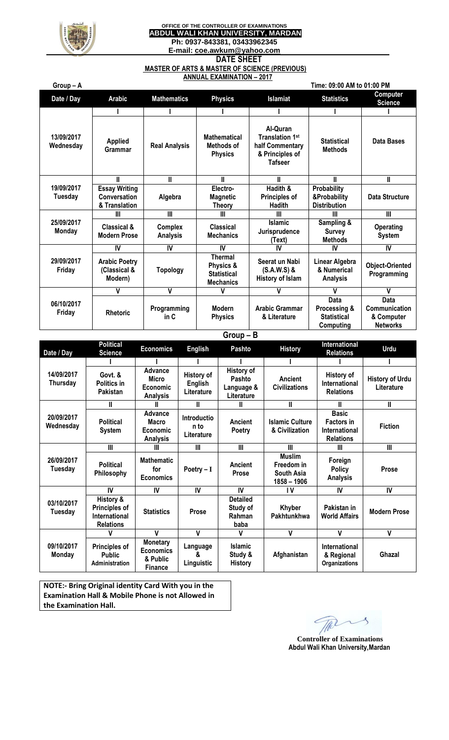OFFICE OF THE CONTROLLER OF EXAMINATIONS

**ABDUL WALI KHAN UNIVERSITY, MARDAN**

**Ph: 0937-843381, 03433962345**

**E-mail: coe.awkum@yahoo.com**

# DATE SHEET

## MASTER OF ARTS & MASTER OF SCIENCE (PREVIOUS)

### ANNUAL EXAMINATION – 2017

**Group – A** — **Time: 09:00 AM to 01:00 PM**

| Date / Day | Arabic | Mathematics | Physics | Islamiat | Statistics | Computer Science |
|---|---|---|---|---|---|---|
| | I | I | I | I | I | I |
| 13/09/2017 Wednesday | Applied Grammar | Real Analysis | Mathematical Methods of Physics | Al-Quran Translation 1st half Commentary & Principles of Tafseer | Statistical Methods | Data Bases |
| | II | II | II | II | II | II |
| 19/09/2017 Tuesday | Essay Writing Conversation & Translation | Algebra | Electro-Magnetic Theory | Hadith & Principles of Hadith | Probability &Probability Distribution | Data Structure |
| | III | III | III | III | III | III |
| 25/09/2017 Monday | Classical & Modern Prose | Complex Analysis | Classical Mechanics | Islamic Jurisprudence (Text) | Sampling & Survey Methods | Operating System |
| | IV | IV | IV | IV | IV | IV |
| 29/09/2017 Friday | Arabic Poetry (Classical & Modern) | Topology | Thermal Physics & Statistical Mechanics | Seerat un Nabi (S.A.W.S) & History of Islam | Linear Algebra & Numerical Analysis | Object-Oriented Programming |
| | V | V | V | V | V | V |
| 06/10/2017 Friday | Rhetoric | Programming in C | Modern Physics | Arabic Grammar & Literature | Data Processing & Statistical Computing | Data Communication & Computer Networks |

**Group – B**

| Date / Day | Political Science | Economics | English | Pashto | History | International Relations | Urdu |
|---|---|---|---|---|---|---|---|
| | I | I | I | I | I | I | I |
| 14/09/2017 Thursday | Govt. & Politics in Pakistan | Advance Micro Economic Analysis | History of English Literature | History of Pashto Language & Literature | Ancient Civilizations | History of International Relations | History of Urdu Literature |
| | II | II | II | II | II | II | II |
| 20/09/2017 Wednesday | Political System | Advance Macro Economic Analysis | Introduction to Literature | Ancient Poetry | Islamic Culture & Civilization | Basic Factors in International Relations | Fiction |
| | III | III | III | III | III | III | III |
| 26/09/2017 Tuesday | Political Philosophy | Mathematic for Economics | Poetry – I | Ancient Prose | Muslim Freedom in South Asia 1858 – 1906 | Foreign Policy Analysis | Prose |
| | IV | IV | IV | IV | IV | IV | IV |
| 03/10/2017 Tuesday | History & Principles of International Relations | Statistics | Prose | Detailed Study of Rahman baba | Khyber Pakhtunkhwa | Pakistan in World Affairs | Modern Prose |
| | V | V | V | V | V | V | V |
| 09/10/2017 Monday | Principles of Public Administration | Monetary Economics & Public Finance | Language & Linguistic | Islamic Study & History | Afghanistan | International & Regional Organizations | Ghazal |

**NOTE:- Bring Original identity Card With you in the Examination Hall & Mobile Phone is not Allowed in the Examination Hall.**

**Controller of Examinations**
**Abdul Wali Khan University,Mardan**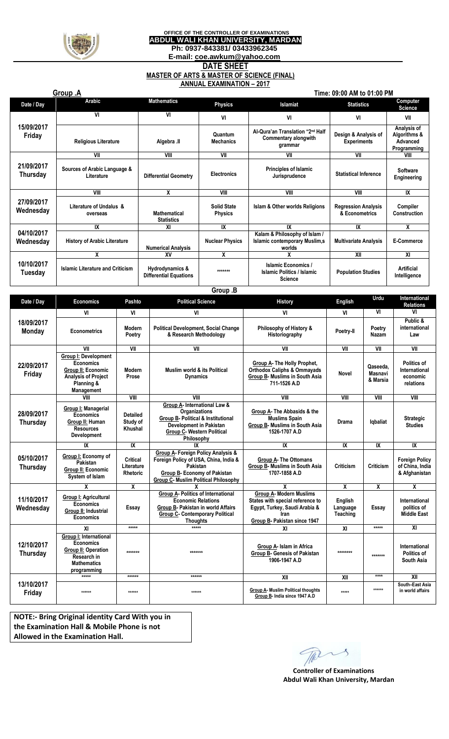**OFFICE OF THE CONTROLLER OF EXAMINATIONS**

# ABDUL WALI KHAN UNIVERSITY, MARDAN

**Ph: 0937-843381/ 03433962345**

**E-mail: coe.awkum@yahoo.com**

## DATE SHEET

**MASTER OF ARTS & MASTER OF SCIENCE (FINAL)**

**ANNUAL EXAMINATION – 2017**

**Group .A** — **Time: 09:00 AM to 01:00 PM**

| Date / Day | Arabic | Mathematics | Physics | Islamiat | Statistics | Computer Science |
|---|---|---|---|---|---|---|
| 15/09/2017 Friday | VI<br>Religious Literature | VI<br>Algebra .II | VI<br>Quantum Mechanics | VI<br>Al-Qura'an Translation "2nd Half Commentary alongwith grammar | VI<br>Design & Analysis of Experiments | VII<br>Analysis of Algorithms & Advanced Programming |
| 21/09/2017 Thursday | VII<br>Sources of Arabic Language & Literature | VIII<br>Differential Geometry | VII<br>Electronics | VII<br>Principles of Islamic Jurisprudence | VII<br>Statistical Inference | VIII<br>Software Engineering |
| 27/09/2017 Wednesday | VIII<br>Literature of Undalus & overseas | X<br>Mathematical Statistics | VIII<br>Solid State Physics | VIII<br>Islam & Other worlds Religions | VIII<br>Regression Analysis & Econometrics | IX<br>Compiler Construction |
| 04/10/2017 Wednesday | IX<br>History of Arabic Literature | XI<br>Numerical Analysis | IX<br>Nuclear Physics | IX<br>Kalam & Philosophy of Islam / Islamic contemporary Muslim,s worlds | IX<br>Multivariate Analysis | X<br>E-Commerce |
| 10/10/2017 Tuesday | X<br>Islamic Literature and Criticism | XV<br>Hydrodynamics & Differential Equations | X<br>******* | X<br>Islamic Economics / Islamic Politics / Islamic Science | XII<br>Population Studies | XI<br>Artificial Intelligence |

**Group .B**

| Date / Day | Economics | Pashto | Political Science | History | English | Urdu | International Relations |
|---|---|---|---|---|---|---|---|
| 18/09/2017 Monday | VI<br>Econometrics | VI<br>Modern Poetry | VI<br>Political Development, Social Change & Research Methodology | VI<br>Philosophy of History & Historiography | VI<br>Poetry-II | VI<br>Poetry Nazam | VI<br>Public & international Law |
| 22/09/2017 Friday | VII<br>Group I: Development Economics<br>Group II: Economic Analysis of Project Planning & Management | VII<br>Modern Prose | VII<br>Muslim world & its Political Dynamics | VII<br>Group A- The Holly Prophet, Orthodox Caliphs & Ommayads<br>Group B- Muslims in South Asia 711-1526 A.D | VII<br>Novel | VII<br>Qaseeda, Masnavi & Marsia | VII<br>Politics of International economic relations |
| 28/09/2017 Thursday | VIII<br>Group I: Managerial Economics<br>Group II: Human Resources Development | VIII<br>Detailed Study of Khushal | VIII<br>Group A- International Law & Organizations<br>Group B- Political & Institutional Development in Pakistan<br>Group C- Western Political Philosophy | VIII<br>Group A- The Abbasids & the Muslims Spain<br>Group B- Muslims in South Asia 1526-1707 A.D | VIII<br>Drama | VIII<br>Iqbaliat | VIII<br>Strategic Studies |
| 05/10/2017 Thursday | IX<br>Group I: Economy of Pakistan<br>Group II: Economic System of Islam | IX<br>Critical Literature Rhetoric | IX<br>Group A- Foreign Policy Analysis & Foreign Policy of USA, China, India & Pakistan<br>Group B- Economy of Pakistan<br>Group C- Muslim Political Philosophy | IX<br>Group A- The Ottomans<br>Group B- Muslims in South Asia 1707-1858 A.D | IX<br>Criticism | IX<br>Criticism | IX<br>Foreign Policy of China, India & Afghanistan |
| 11/10/2017 Wednesday | X<br>Group I: Agricultural Economics<br>Group II: Industrial Economics | X<br>Essay | X<br>Group A- Politics of International Economic Relations<br>Group B- Pakistan in world Affairs<br>Group C- Contemporary Political Thoughts | X<br>Group A- Modern Muslims States with special reference to Egypt, Turkey, Saudi Arabia & Iran<br>Group B- Pakistan since 1947 | X<br>English Language Teaching | X<br>Essay | X<br>International politics of Middle East |
| 12/10/2017 Thursday | XI<br>Group I: International Economics<br>Group II: Operation Research in Mathematics programming | *****<br>******* | *****<br>******* | XI<br>Group A- Islam in Africa<br>Group B- Genesis of Pakistan 1906-1947 A.D | XI<br>******** | *****<br>******* | XI<br>International Politics of South Asia |
| 13/10/2017 Friday | *****<br>****** | ******<br>****** | ******<br>****** | XII<br>Group A- Muslim Political thoughts<br>Group B- India since 1947 A.D | XII<br>***** | ****<br>****** | XII<br>South–East Asia in world affairs |

**NOTE:- Bring Original identity Card With you in the Examination Hall & Mobile Phone is not Allowed in the Examination Hall.**

**Controller of Examinations**
**Abdul Wali Khan University, Mardan**